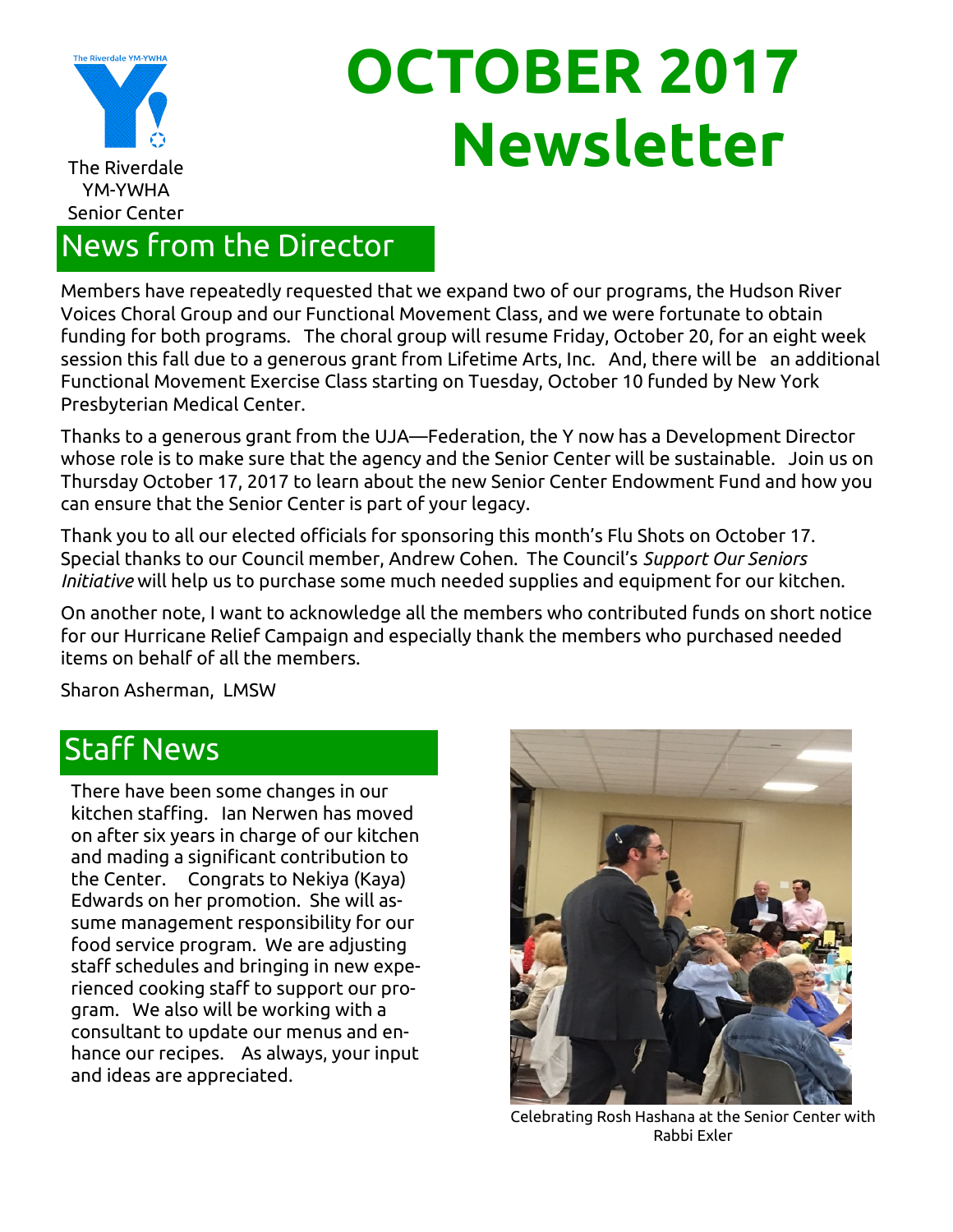The Riverdale YM-YWHA Senior Center

# OCTOBER 2017 Newsletter

## News from the Director

Members have repeatedly requested that we expand two of our programs, the Hudson River Voices Choral Group and our Functional Movement Class, and we were fortunate to obtain funding for both programs. The choral group will resume Friday, October 20, for an eight week session this fall due to a generous grant from Lifetime Arts, Inc. And, there will be an additional Functional Movement Exercise Class starting on Tuesday, October 10 funded by New York Presbyterian Medical Center.

Thanks to a generous grant from the UJA—Federation, the Y now has a Development Director whose role is to make sure that the agency and the Senior Center will be sustainable. Join us on Thursday October 17, 2017 to learn about the new Senior Center Endowment Fund and how you can ensure that the Senior Center is part of your legacy.

Thank you to all our elected officials for sponsoring this month's Flu Shots on October 17. Special thanks to our Council member, Andrew Cohen. The Council's *Support Our Seniors Initiative* will help us to purchase some much needed supplies and equipment for our kitchen.

On another note, I want to acknowledge all the members who contributed funds on short notice for our Hurricane Relief Campaign and especially thank the members who purchased needed items on behalf of all the members.

Sharon Asherman, LMSW

## Staff News

There have been some changes in our kitchen staffing. Ian Nerwen has moved on after six years in charge of our kitchen and mading a significant contribution to the Center. Congrats to Nekiya (Kaya) Edwards on her promotion. She will assume management responsibility for our food service program. We are adjusting staff schedules and bringing in new experienced cooking staff to support our program. We also will be working with a consultant to update our menus and enhance our recipes. As always, your input and ideas are appreciated.

Celebrating Rosh Hashana at the Senior Center with Rabbi Exler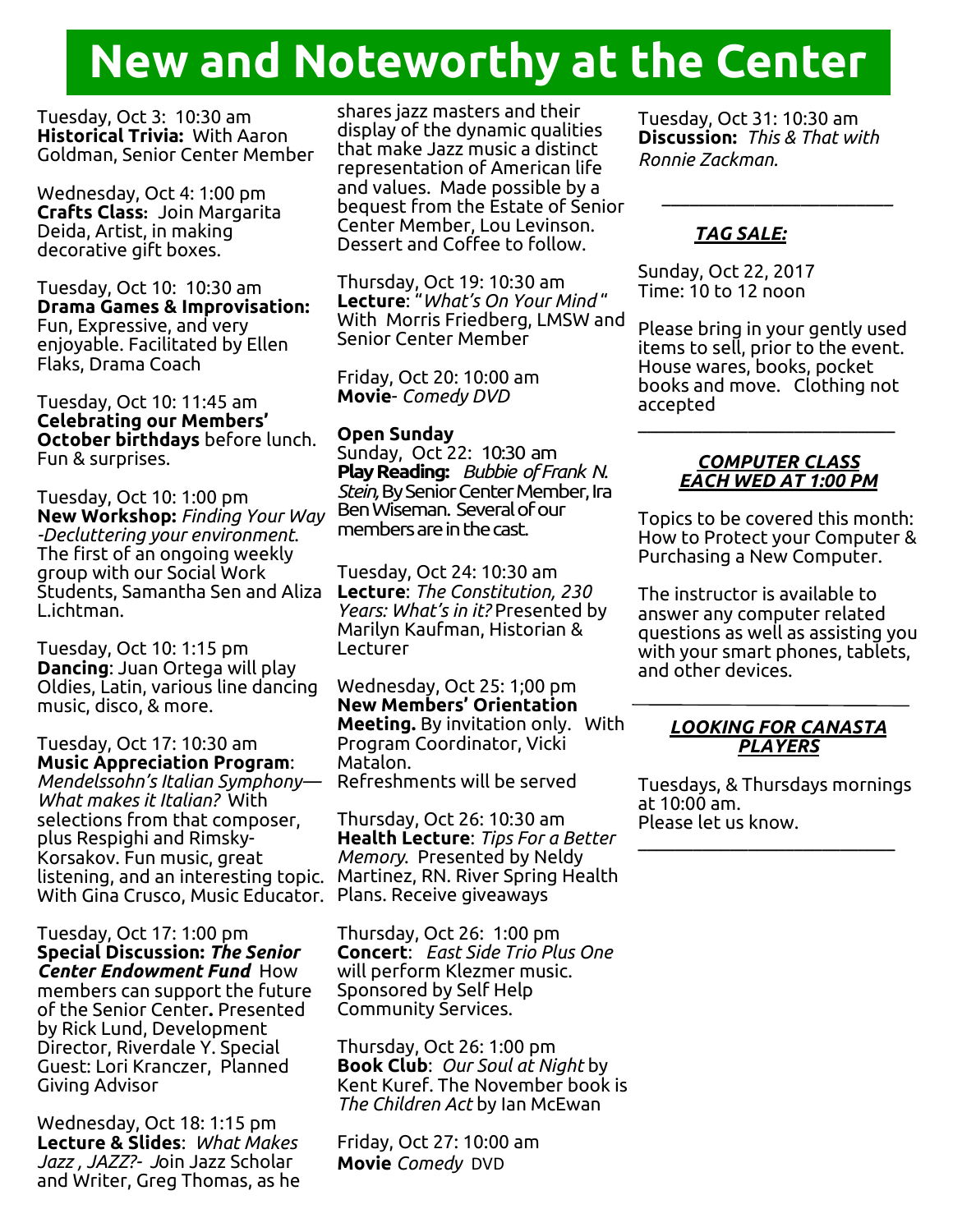# New and Noteworthy at the Center

Tuesday, Oct 3: 10:30 am
**Historical Trivia:** With Aaron Goldman, Senior Center Member

Wednesday, Oct 4: 1:00 pm
**Crafts Class**: Join Margarita Deida, Artist, in making decorative gift boxes.

Tuesday, Oct 10: 10:30 am
**Drama Games & Improvisation:** Fun, Expressive, and very enjoyable. Facilitated by Ellen Flaks, Drama Coach

Tuesday, Oct 10: 11:45 am
**Celebrating our Members' October birthdays** before lunch. Fun & surprises.

Tuesday, Oct 10: 1:00 pm
**New Workshop:** *Finding Your Way -Decluttering your environment.* The first of an ongoing weekly group with our Social Work Students, Samantha Sen and Aliza L.ichtman.

Tuesday, Oct 10: 1:15 pm
**Dancing**: Juan Ortega will play Oldies, Latin, various line dancing music, disco, & more.

Tuesday, Oct 17: 10:30 am
**Music Appreciation Program**: *Mendelssohn's Italian Symphony— What makes it Italian?* With selections from that composer, plus Respighi and Rimsky-Korsakov. Fun music, great listening, and an interesting topic. With Gina Crusco, Music Educator.

Tuesday, Oct 17: 1:00 pm
**Special Discussion: *The Senior Center Endowment Fund*** How members can support the future of the Senior Center**.** Presented by Rick Lund, Development Director, Riverdale Y. Special Guest: Lori Kranczer, Planned Giving Advisor

Wednesday, Oct 18: 1:15 pm
**Lecture & Slides**: *What Makes Jazz , JAZZ?- J*oin Jazz Scholar and Writer, Greg Thomas, as he shares jazz masters and their display of the dynamic qualities that make Jazz music a distinct representation of American life and values. Made possible by a bequest from the Estate of Senior Center Member, Lou Levinson. Dessert and Coffee to follow.

Thursday, Oct 19: 10:30 am
**Lecture**: "*What's On Your Mind* " With Morris Friedberg, LMSW and Senior Center Member

Friday, Oct 20: 10:00 am
**Movie**- *Comedy DVD*

**Open Sunday**
Sunday, Oct 22: 10:30 am
**Play Reading:** *Bubbie of Frank N. Stein,* By Senior Center Member, Ira Ben Wiseman. Several of our members are in the cast.

Tuesday, Oct 24: 10:30 am
**Lecture**: *The Constitution, 230 Years: What's in it?* Presented by Marilyn Kaufman, Historian & Lecturer

Wednesday, Oct 25: 1;00 pm
**New Members' Orientation Meeting.** By invitation only. With Program Coordinator, Vicki Matalon.
Refreshments will be served

Thursday, Oct 26: 10:30 am
**Health Lecture**: *Tips For a Better Memory.* Presented by Neldy Martinez, RN. River Spring Health Plans. Receive giveaways

Thursday, Oct 26: 1:00 pm
**Concert**: *East Side Trio Plus One* will perform Klezmer music. Sponsored by Self Help Community Services.

Thursday, Oct 26: 1:00 pm
**Book Club**: *Our Soul at Night* by Kent Kuref. The November book is *The Children Act* by Ian McEwan

Friday, Oct 27: 10:00 am
**Movie** *Comedy* DVD

Tuesday, Oct 31: 10:30 am
**Discussion:** *This & That with Ronnie Zackman.*

---

***TAG SALE:***

Sunday, Oct 22, 2017
Time: 10 to 12 noon

Please bring in your gently used items to sell, prior to the event. House wares, books, pocket books and move. Clothing not accepted

---

***COMPUTER CLASS EACH WED AT 1:00 PM***

Topics to be covered this month: How to Protect your Computer & Purchasing a New Computer.

The instructor is available to answer any computer related questions as well as assisting you with your smart phones, tablets, and other devices.

---

***LOOKING FOR CANASTA PLAYERS***

Tuesdays, & Thursdays mornings at 10:00 am.
Please let us know.

---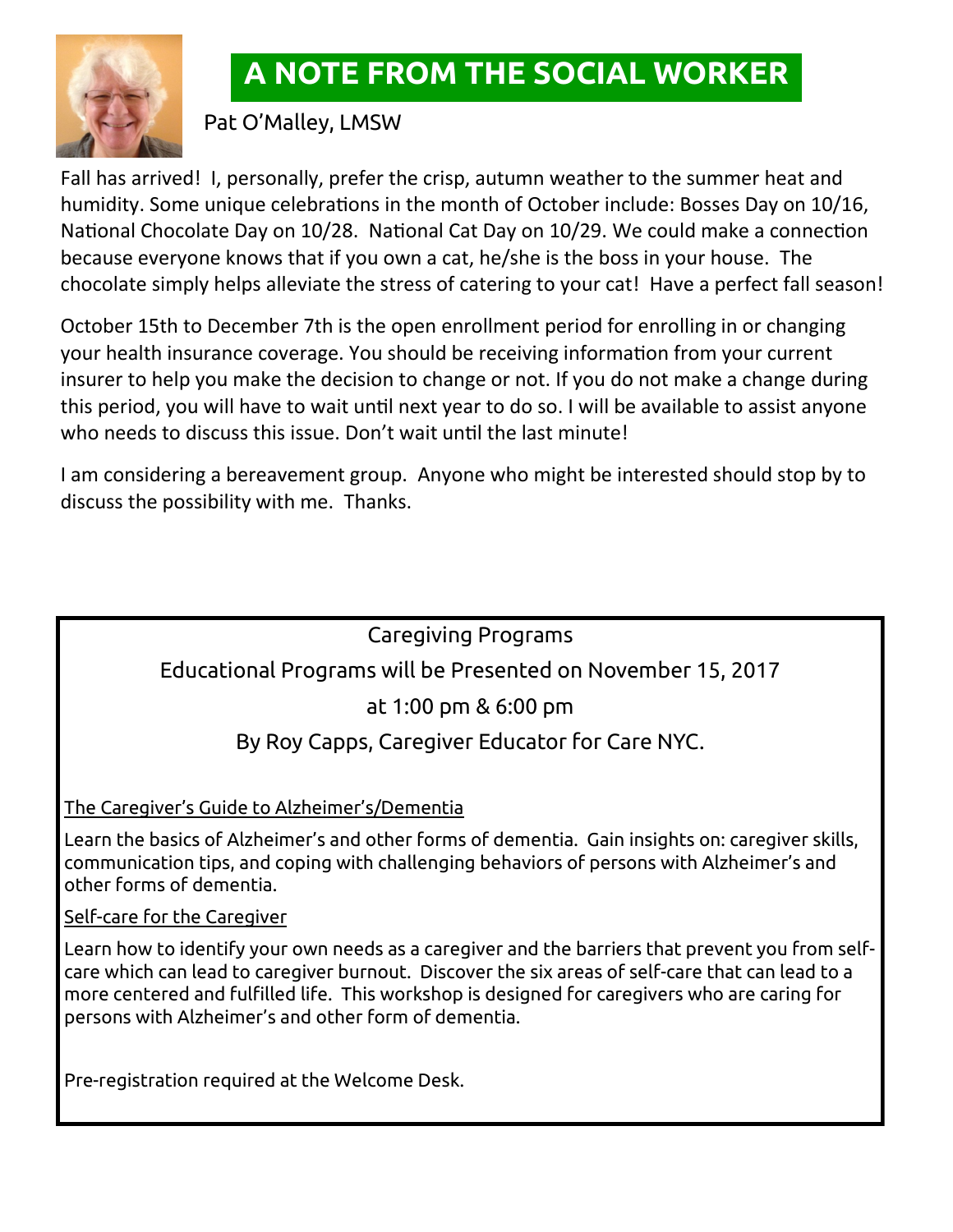# A NOTE FROM THE SOCIAL WORKER

Pat O'Malley, LMSW

Fall has arrived! I, personally, prefer the crisp, autumn weather to the summer heat and humidity. Some unique celebrations in the month of October include: Bosses Day on 10/16, National Chocolate Day on 10/28. National Cat Day on 10/29. We could make a connection because everyone knows that if you own a cat, he/she is the boss in your house. The chocolate simply helps alleviate the stress of catering to your cat! Have a perfect fall season!

October 15th to December 7th is the open enrollment period for enrolling in or changing your health insurance coverage. You should be receiving information from your current insurer to help you make the decision to change or not. If you do not make a change during this period, you will have to wait until next year to do so. I will be available to assist anyone who needs to discuss this issue. Don't wait until the last minute!

I am considering a bereavement group. Anyone who might be interested should stop by to discuss the possibility with me. Thanks.

## Caregiving Programs

Educational Programs will be Presented on November 15, 2017

at 1:00 pm & 6:00 pm

By Roy Capps, Caregiver Educator for Care NYC.

<u>The Caregiver's Guide to Alzheimer's/Dementia</u>

Learn the basics of Alzheimer's and other forms of dementia. Gain insights on: caregiver skills, communication tips, and coping with challenging behaviors of persons with Alzheimer's and other forms of dementia.

<u>Self-care for the Caregiver</u>

Learn how to identify your own needs as a caregiver and the barriers that prevent you from self-care which can lead to caregiver burnout. Discover the six areas of self-care that can lead to a more centered and fulfilled life. This workshop is designed for caregivers who are caring for persons with Alzheimer's and other form of dementia.

Pre-registration required at the Welcome Desk.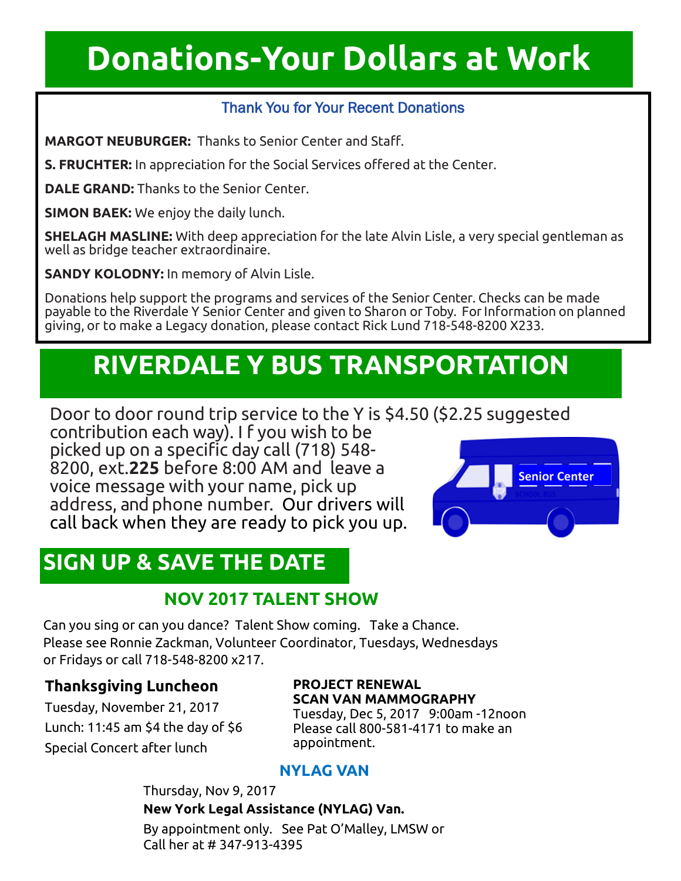# Donations-Your Dollars at Work

### Thank You for Your Recent Donations

**MARGOT NEUBURGER:** Thanks to Senior Center and Staff.

**S. FRUCHTER:** In appreciation for the Social Services offered at the Center.

**DALE GRAND:** Thanks to the Senior Center.

**SIMON BAEK:** We enjoy the daily lunch.

**SHELAGH MASLINE:** With deep appreciation for the late Alvin Lisle, a very special gentleman as well as bridge teacher extraordinaire.

**SANDY KOLODNY:** In memory of Alvin Lisle.

Donations help support the programs and services of the Senior Center. Checks can be made payable to the Riverdale Y Senior Center and given to Sharon or Toby. For Information on planned giving, or to make a Legacy donation, please contact Rick Lund 718-548-8200 X233.

# RIVERDALE Y BUS TRANSPORTATION

Door to door round trip service to the Y is $4.50 ($2.25 suggested contribution each way). I f you wish to be picked up on a specific day call (718) 548-8200, ext.**225** before 8:00 AM and leave a voice message with your name, pick up address, and phone number. Our drivers will call back when they are ready to pick you up.

# SIGN UP & SAVE THE DATE

## NOV 2017 TALENT SHOW

Can you sing or can you dance? Talent Show coming. Take a Chance. Please see Ronnie Zackman, Volunteer Coordinator, Tuesdays, Wednesdays or Fridays or call 718-548-8200 x217.

### Thanksgiving Luncheon

Tuesday, November 21, 2017

Lunch: 11:45 am $4 the day of $6

Special Concert after lunch

### PROJECT RENEWAL SCAN VAN MAMMOGRAPHY

Tuesday, Dec 5, 2017 9:00am -12noon
Please call 800-581-4171 to make an appointment.

## NYLAG VAN

Thursday, Nov 9, 2017

**New York Legal Assistance (NYLAG) Van.**

By appointment only. See Pat O'Malley, LMSW or Call her at # 347-913-4395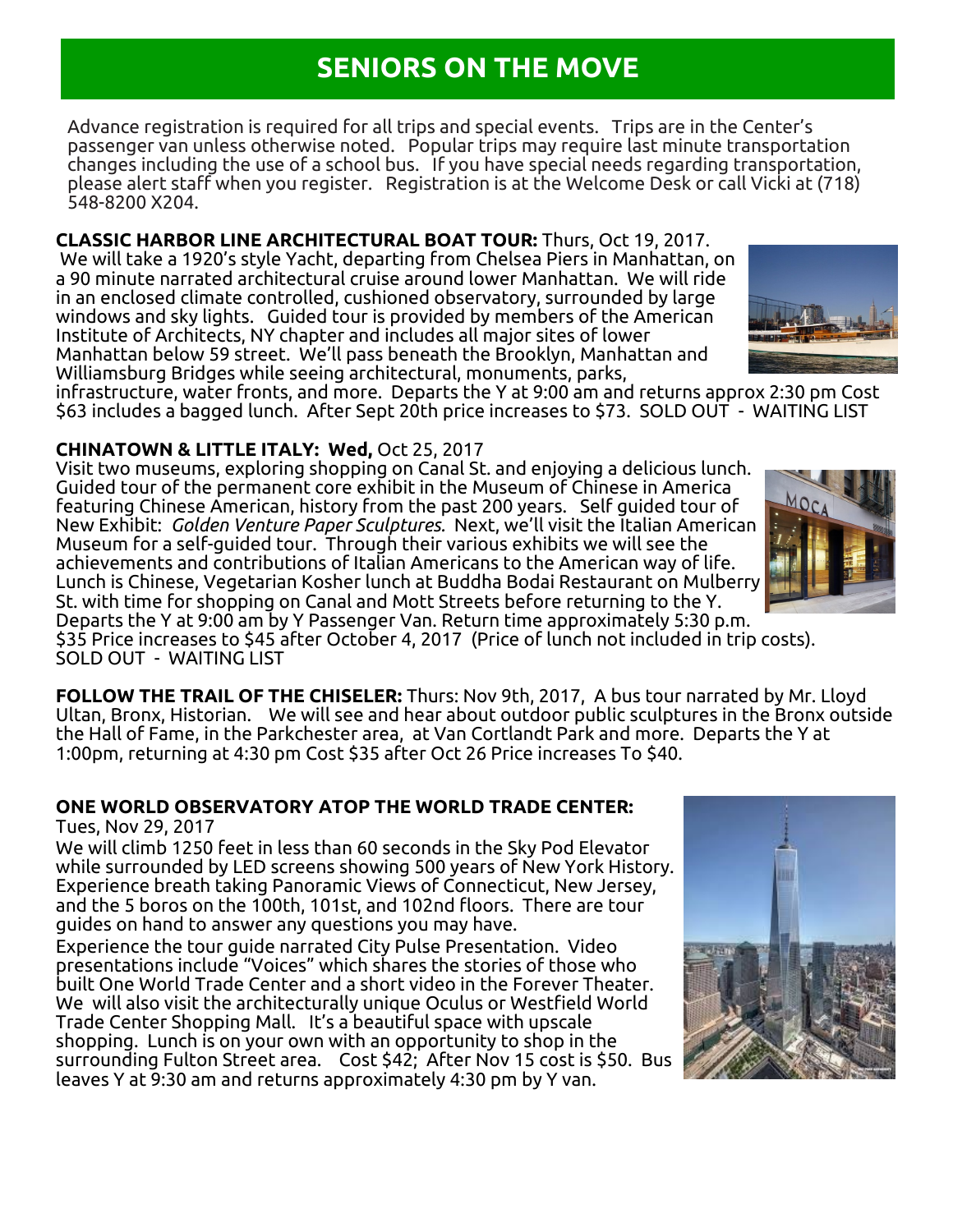# SENIORS ON THE MOVE

Advance registration is required for all trips and special events. Trips are in the Center's passenger van unless otherwise noted. Popular trips may require last minute transportation changes including the use of a school bus. If you have special needs regarding transportation, please alert staff when you register. Registration is at the Welcome Desk or call Vicki at (718) 548-8200 X204.

**CLASSIC HARBOR LINE ARCHITECTURAL BOAT TOUR:** Thurs, Oct 19, 2017.
We will take a 1920's style Yacht, departing from Chelsea Piers in Manhattan, on a 90 minute narrated architectural cruise around lower Manhattan. We will ride in an enclosed climate controlled, cushioned observatory, surrounded by large windows and sky lights. Guided tour is provided by members of the American Institute of Architects, NY chapter and includes all major sites of lower Manhattan below 59 street. We'll pass beneath the Brooklyn, Manhattan and Williamsburg Bridges while seeing architectural, monuments, parks, infrastructure, water fronts, and more. Departs the Y at 9:00 am and returns approx 2:30 pm Cost $63 includes a bagged lunch. After Sept 20th price increases to $73. SOLD OUT - WAITING LIST

**CHINATOWN & LITTLE ITALY: Wed,** Oct 25, 2017
Visit two museums, exploring shopping on Canal St. and enjoying a delicious lunch. Guided tour of the permanent core exhibit in the Museum of Chinese in America featuring Chinese American, history from the past 200 years. Self guided tour of New Exhibit: *Golden Venture Paper Sculptures.* Next, we'll visit the Italian American Museum for a self-guided tour. Through their various exhibits we will see the achievements and contributions of Italian Americans to the American way of life. Lunch is Chinese, Vegetarian Kosher lunch at Buddha Bodai Restaurant on Mulberry St. with time for shopping on Canal and Mott Streets before returning to the Y. Departs the Y at 9:00 am by Y Passenger Van. Return time approximately 5:30 p.m. $35 Price increases to $45 after October 4, 2017 (Price of lunch not included in trip costs). SOLD OUT - WAITING LIST

**FOLLOW THE TRAIL OF THE CHISELER:** Thurs: Nov 9th, 2017, A bus tour narrated by Mr. Lloyd Ultan, Bronx, Historian. We will see and hear about outdoor public sculptures in the Bronx outside the Hall of Fame, in the Parkchester area, at Van Cortlandt Park and more. Departs the Y at 1:00pm, returning at 4:30 pm Cost $35 after Oct 26 Price increases To $40.

**ONE WORLD OBSERVATORY ATOP THE WORLD TRADE CENTER:**
Tues, Nov 29, 2017
We will climb 1250 feet in less than 60 seconds in the Sky Pod Elevator while surrounded by LED screens showing 500 years of New York History. Experience breath taking Panoramic Views of Connecticut, New Jersey, and the 5 boros on the 100th, 101st, and 102nd floors. There are tour guides on hand to answer any questions you may have.
Experience the tour guide narrated City Pulse Presentation. Video presentations include "Voices" which shares the stories of those who built One World Trade Center and a short video in the Forever Theater. We will also visit the architecturally unique Oculus or Westfield World Trade Center Shopping Mall. It's a beautiful space with upscale shopping. Lunch is on your own with an opportunity to shop in the surrounding Fulton Street area. Cost $42; After Nov 15 cost is $50. Bus leaves Y at 9:30 am and returns approximately 4:30 pm by Y van.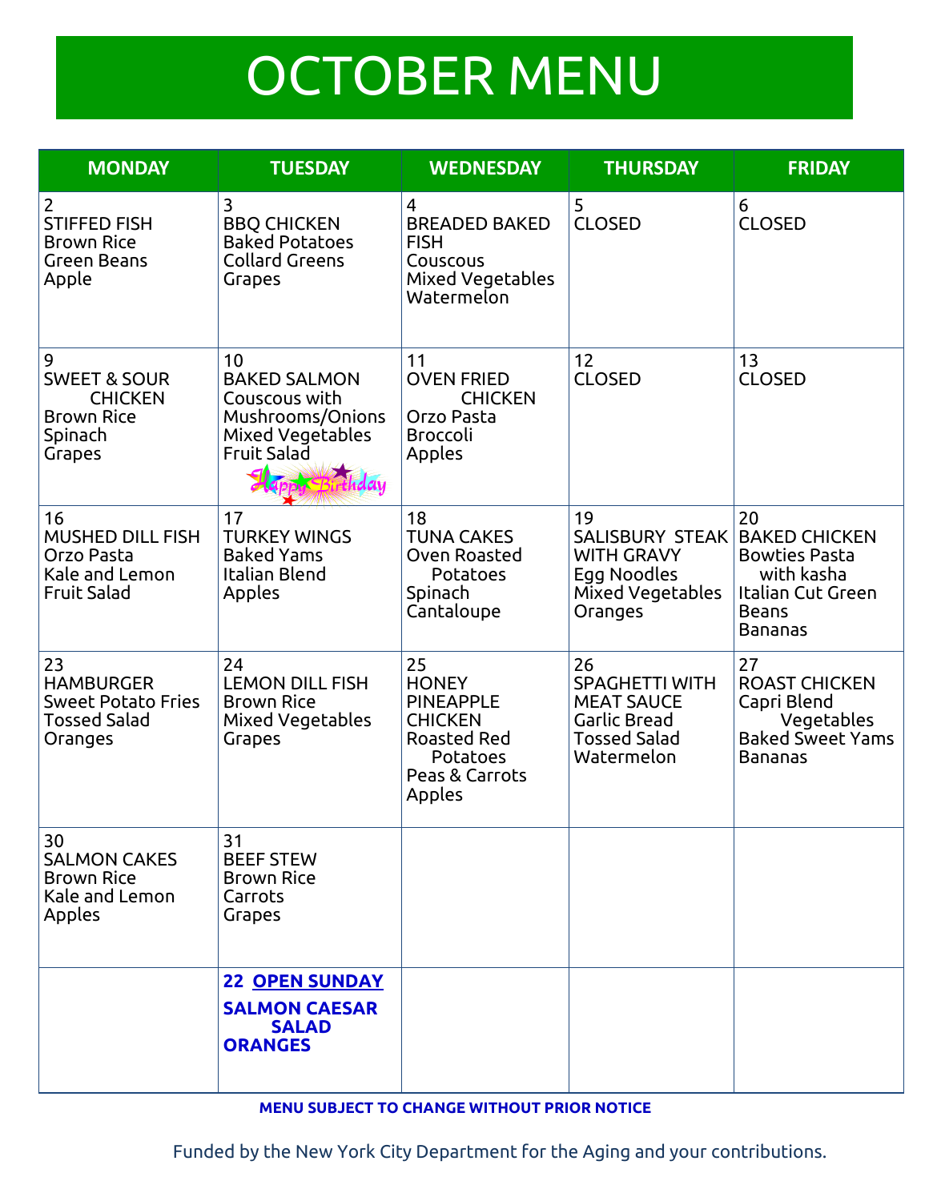# OCTOBER MENU

| MONDAY | TUESDAY | WEDNESDAY | THURSDAY | FRIDAY |
|---|---|---|---|---|
| 2<br>STIFFED FISH<br>Brown Rice<br>Green Beans<br>Apple | 3<br>BBQ CHICKEN<br>Baked Potatoes<br>Collard Greens<br>Grapes | 4<br>BREADED BAKED FISH<br>Couscous<br>Mixed Vegetables<br>Watermelon | 5<br>CLOSED | 6<br>CLOSED |
| 9<br>SWEET & SOUR CHICKEN<br>Brown Rice<br>Spinach<br>Grapes | 10<br>BAKED SALMON<br>Couscous with Mushrooms/Onions<br>Mixed Vegetables<br>Fruit Salad<br>Happy Birthday | 11<br>OVEN FRIED CHICKEN<br>Orzo Pasta<br>Broccoli<br>Apples | 12<br>CLOSED | 13<br>CLOSED |
| 16<br>MUSHED DILL FISH<br>Orzo Pasta<br>Kale and Lemon<br>Fruit Salad | 17<br>TURKEY WINGS<br>Baked Yams<br>Italian Blend<br>Apples | 18<br>TUNA CAKES<br>Oven Roasted Potatoes<br>Spinach<br>Cantaloupe | 19<br>SALISBURY STEAK WITH GRAVY<br>Egg Noodles<br>Mixed Vegetables<br>Oranges | 20<br>BAKED CHICKEN<br>Bowties Pasta with kasha<br>Italian Cut Green Beans<br>Bananas |
| 23<br>HAMBURGER<br>Sweet Potato Fries<br>Tossed Salad<br>Oranges | 24<br>LEMON DILL FISH<br>Brown Rice<br>Mixed Vegetables<br>Grapes | 25<br>HONEY PINEAPPLE CHICKEN<br>Roasted Red Potatoes<br>Peas & Carrots<br>Apples | 26<br>SPAGHETTI WITH MEAT SAUCE<br>Garlic Bread<br>Tossed Salad<br>Watermelon | 27<br>ROAST CHICKEN<br>Capri Blend Vegetables<br>Baked Sweet Yams<br>Bananas |
| 30<br>SALMON CAKES<br>Brown Rice<br>Kale and Lemon<br>Apples | 31<br>BEEF STEW<br>Brown Rice<br>Carrots<br>Grapes | | | |
| | **22 OPEN SUNDAY**<br>**SALMON CAESAR SALAD**<br>**ORANGES** | | | |

**MENU SUBJECT TO CHANGE WITHOUT PRIOR NOTICE**

Funded by the New York City Department for the Aging and your contributions.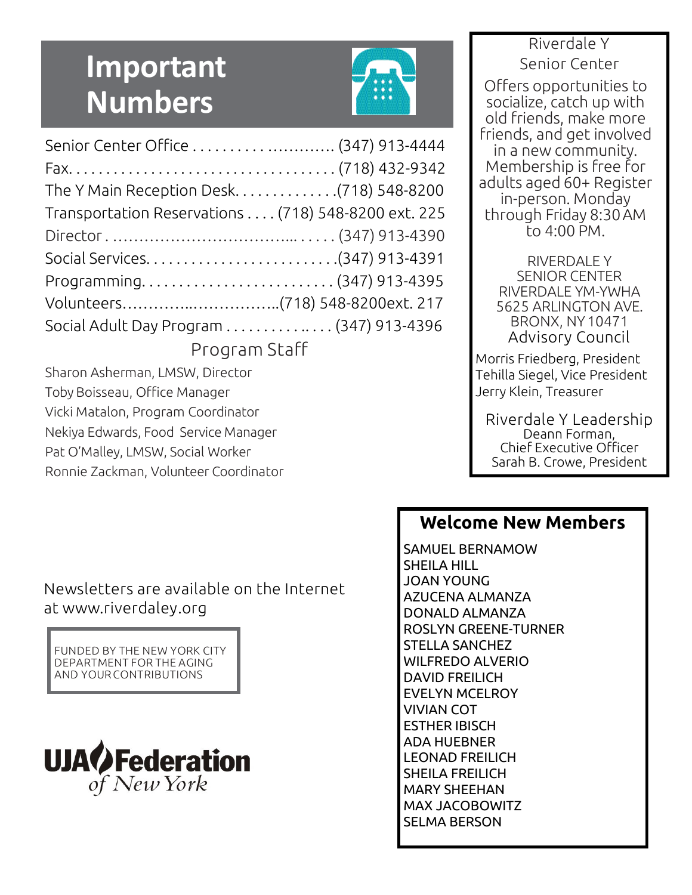# Important Numbers

Senior Center Office . . . . . . . . . ........... (347) 913-4444
Fax. . . . . . . . . . . . . . . . . . . . . . . . . . . . . . . . . . . . (718) 432-9342
The Y Main Reception Desk. . . . . . . . . . . . . .(718) 548-8200
Transportation Reservations . . . . (718) 548-8200 ext. 225
Director . . . . . . . . . . . . . . . . . . . . . . . . . . . . . . . . . (347) 913-4390
Social Services. . . . . . . . . . . . . . . . . . . . . . . . . .(347) 913-4391
Programming. . . . . . . . . . . . . . . . . . . . . . . . . . (347) 913-4395
Volunteers…………...……………..(718) 548-8200ext. 217
Social Adult Day Program . . . . . . . . . . .. . . . (347) 913-4396

## Program Staff

Sharon Asherman, LMSW, Director
Toby Boisseau, Office Manager
Vicki Matalon, Program Coordinator
Nekiya Edwards, Food Service Manager
Pat O'Malley, LMSW, Social Worker
Ronnie Zackman, Volunteer Coordinator

## Riverdale Y Senior Center

Offers opportunities to socialize, catch up with old friends, make more friends, and get involved in a new community. Membership is free for adults aged 60+ Register in-person. Monday through Friday 8:30 AM to 4:00 PM.

RIVERDALE Y
SENIOR CENTER
RIVERDALE YM-YWHA
5625 ARLINGTON AVE.
BRONX, NY 10471

### Advisory Council

Morris Friedberg, President
Tehilla Siegel, Vice President
Jerry Klein, Treasurer

### Riverdale Y Leadership

Deann Forman,
Chief Executive Officer
Sarah B. Crowe, President

Newsletters are available on the Internet at www.riverdaley.org

FUNDED BY THE NEW YORK CITY DEPARTMENT FOR THE AGING AND YOUR CONTRIBUTIONS

UJA Federation of New York

## Welcome New Members

SAMUEL BERNAMOW
SHEILA HILL
JOAN YOUNG
AZUCENA ALMANZA
DONALD ALMANZA
ROSLYN GREENE-TURNER
STELLA SANCHEZ
WILFREDO ALVERIO
DAVID FREILICH
EVELYN MCELROY
VIVIAN COT
ESTHER IBISCH
ADA HUEBNER
LEONAD FREILICH
SHEILA FREILICH
MARY SHEEHAN
MAX JACOBOWITZ
SELMA BERSON